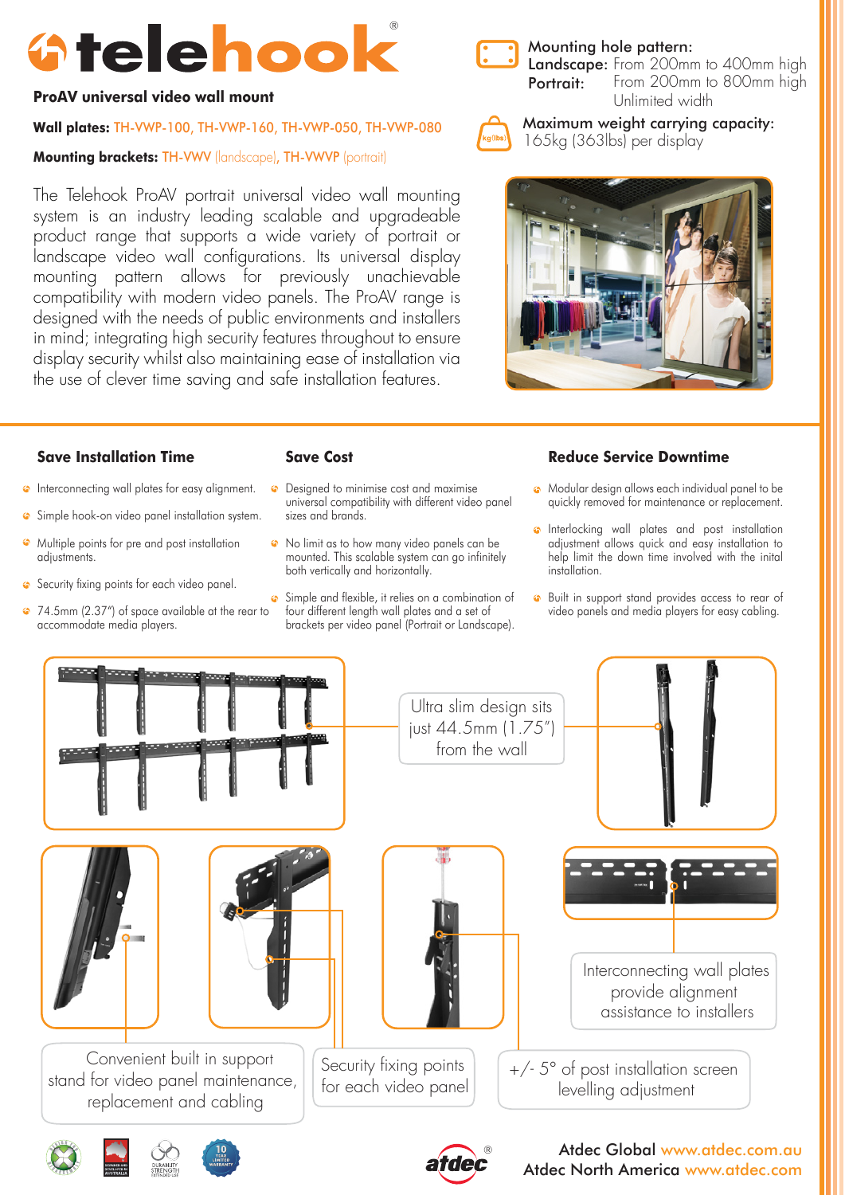# telehook®

**ProAV universal video wall mount**

**Wall plates:** TH-VWP-100, TH-VWP-160, TH-VWP-050, TH-VWP-080

**Mounting brackets:** TH-VWV (landscape), TH-VWVP (portrait)

The Telehook ProAV portrait universal video wall mounting system is an industry leading scalable and upgradeable product range that supports a wide variety of portrait or landscape video wall configurations. Its universal display mounting pattern allows for previously unachievable compatibility with modern video panels. The ProAV range is designed with the needs of public environments and installers in mind; integrating high security features throughout to ensure display security whilst also maintaining ease of installation via the use of clever time saving and safe installation features.

Mounting hole pattern:
Landscape: From 200mm to 400mm high
Portrait: From 200mm to 800mm high
Unlimited width

Maximum weight carrying capacity:
165kg (363lbs) per display

### Save Installation Time

- Interconnecting wall plates for easy alignment.
- Simple hook-on video panel installation system.
- Multiple points for pre and post installation adjustments.
- Security fixing points for each video panel.
- 74.5mm (2.37") of space available at the rear to accommodate media players.

### Save Cost

- Designed to minimise cost and maximise universal compatibility with different video panel sizes and brands.
- No limit as to how many video panels can be mounted. This scalable system can go infinitely both vertically and horizontally.
- Simple and flexible, it relies on a combination of four different length wall plates and a set of brackets per video panel (Portrait or Landscape).

### Reduce Service Downtime

- Modular design allows each individual panel to be quickly removed for maintenance or replacement.
- Interlocking wall plates and post installation adjustment allows quick and easy installation to help limit the down time involved with the inital installation.
- Built in support stand provides access to rear of video panels and media players for easy cabling.

Ultra slim design sits just 44.5mm (1.75") from the wall

Interconnecting wall plates provide alignment assistance to installers

Convenient built in support stand for video panel maintenance, replacement and cabling

Security fixing points for each video panel

+/- 5° of post installation screen levelling adjustment

atdec®

Atdec Global www.atdec.com.au
Atdec North America www.atdec.com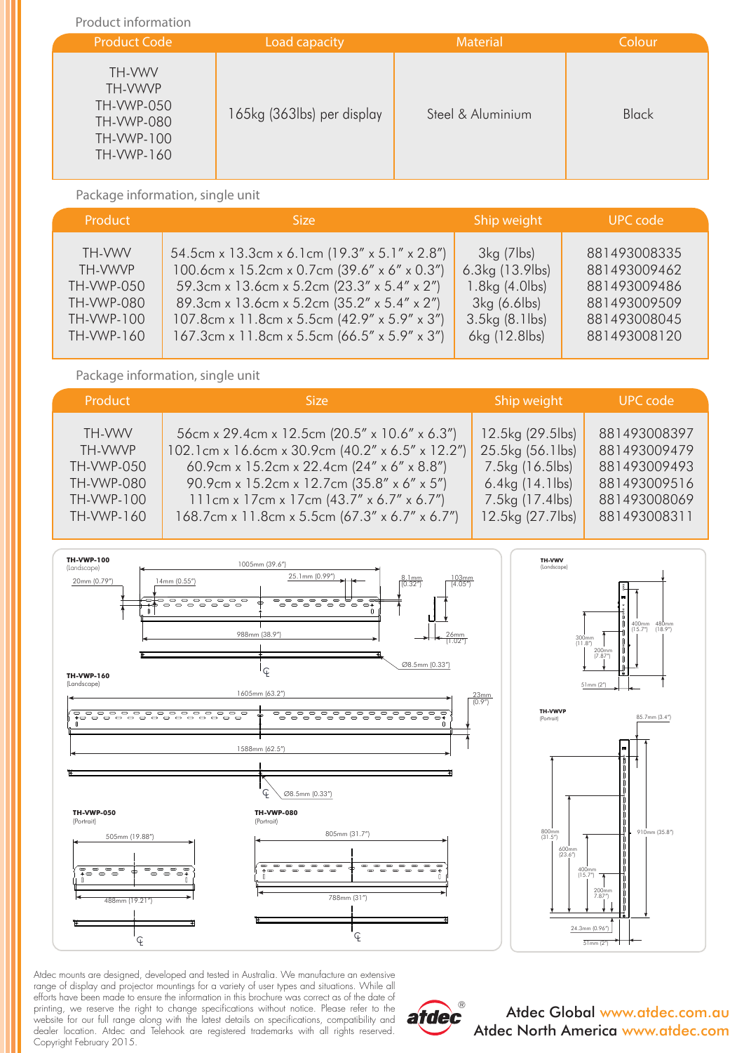Product information

| Product Code | Load capacity | Material | Colour |
|---|---|---|---|
| TH-VWV<br>TH-VWVP<br>TH-VWP-050<br>TH-VWP-080<br>TH-VWP-100<br>TH-VWP-160 | 165kg (363lbs) per display | Steel & Aluminium | Black |

Package information, single unit

| Product | Size | Ship weight | UPC code |
|---|---|---|---|
| TH-VWV | 54.5cm x 13.3cm x 6.1cm (19.3" x 5.1" x 2.8") | 3kg (7lbs) | 881493008335 |
| TH-VWVP | 100.6cm x 15.2cm x 0.7cm (39.6" x 6" x 0.3") | 6.3kg (13.9lbs) | 881493009462 |
| TH-VWP-050 | 59.3cm x 13.6cm x 5.2cm (23.3" x 5.4" x 2") | 1.8kg (4.0lbs) | 881493009486 |
| TH-VWP-080 | 89.3cm x 13.6cm x 5.2cm (35.2" x 5.4" x 2") | 3kg (6.6lbs) | 881493009509 |
| TH-VWP-100 | 107.8cm x 11.8cm x 5.5cm (42.9" x 5.9" x 3") | 3.5kg (8.1lbs) | 881493008045 |
| TH-VWP-160 | 167.3cm x 11.8cm x 5.5cm (66.5" x 5.9" x 3") | 6kg (12.8lbs) | 881493008120 |

Package information, single unit

| Product | Size | Ship weight | UPC code |
|---|---|---|---|
| TH-VWV | 56cm x 29.4cm x 12.5cm (20.5" x 10.6" x 6.3") | 12.5kg (29.5lbs) | 881493008397 |
| TH-VWVP | 102.1cm x 16.6cm x 30.9cm (40.2" x 6.5" x 12.2") | 25.5kg (56.1lbs) | 881493009479 |
| TH-VWP-050 | 60.9cm x 15.2cm x 22.4cm (24" x 6" x 8.8") | 7.5kg (16.5lbs) | 881493009493 |
| TH-VWP-080 | 90.9cm x 15.2cm x 12.7cm (35.8" x 6" x 5") | 6.4kg (14.1lbs) | 881493009516 |
| TH-VWP-100 | 111cm x 17cm x 17cm (43.7" x 6.7" x 6.7") | 7.5kg (17.4lbs) | 881493008069 |
| TH-VWP-160 | 168.7cm x 11.8cm x 5.5cm (67.3" x 6.7" x 6.7") | 12.5kg (27.7lbs) | 881493008311 |

**TH-VWP-100** (Landscape)
1005mm (39.6")
20mm (0.79")
14mm (0.55")
25.1mm (0.99")
8.1mm (0.32")
103mm (4.05")
988mm (38.9")
26mm (1.02")
Ø8.5mm (0.33")

**TH-VWP-160** (Landscape)
1605mm (63.2")
23mm (0.9")
1588mm (62.5")
Ø8.5mm (0.33")

**TH-VWP-050** (Portrait)
505mm (19.88")
488mm (19.21")

**TH-VWP-080** (Portrait)
805mm (31.7")
788mm (31")

**TH-VWV** (Landscape)
300mm (11.8")
200mm (7.87")
400mm (15.7")
480mm (18.9")
51mm (2")

**TH-VWVP** (Portrait)
85.7mm (3.4")
800mm (31.5")
600mm (23.6")
400mm (15.7")
200mm 7.87")
910mm (35.8")
24.3mm (0.96")
51mm (2")

Atdec mounts are designed, developed and tested in Australia. We manufacture an extensive range of display and projector mountings for a variety of user types and situations. While all efforts have been made to ensure the information in this brochure was correct as of the date of printing, we reserve the right to change specifications without notice. Please refer to the website for our full range along with the latest details on specifications, compatibility and dealer location. Atdec and Telehook are registered trademarks with all rights reserved. Copyright February 2015.

atdec®

Atdec Global www.atdec.com.au
Atdec North America www.atdec.com